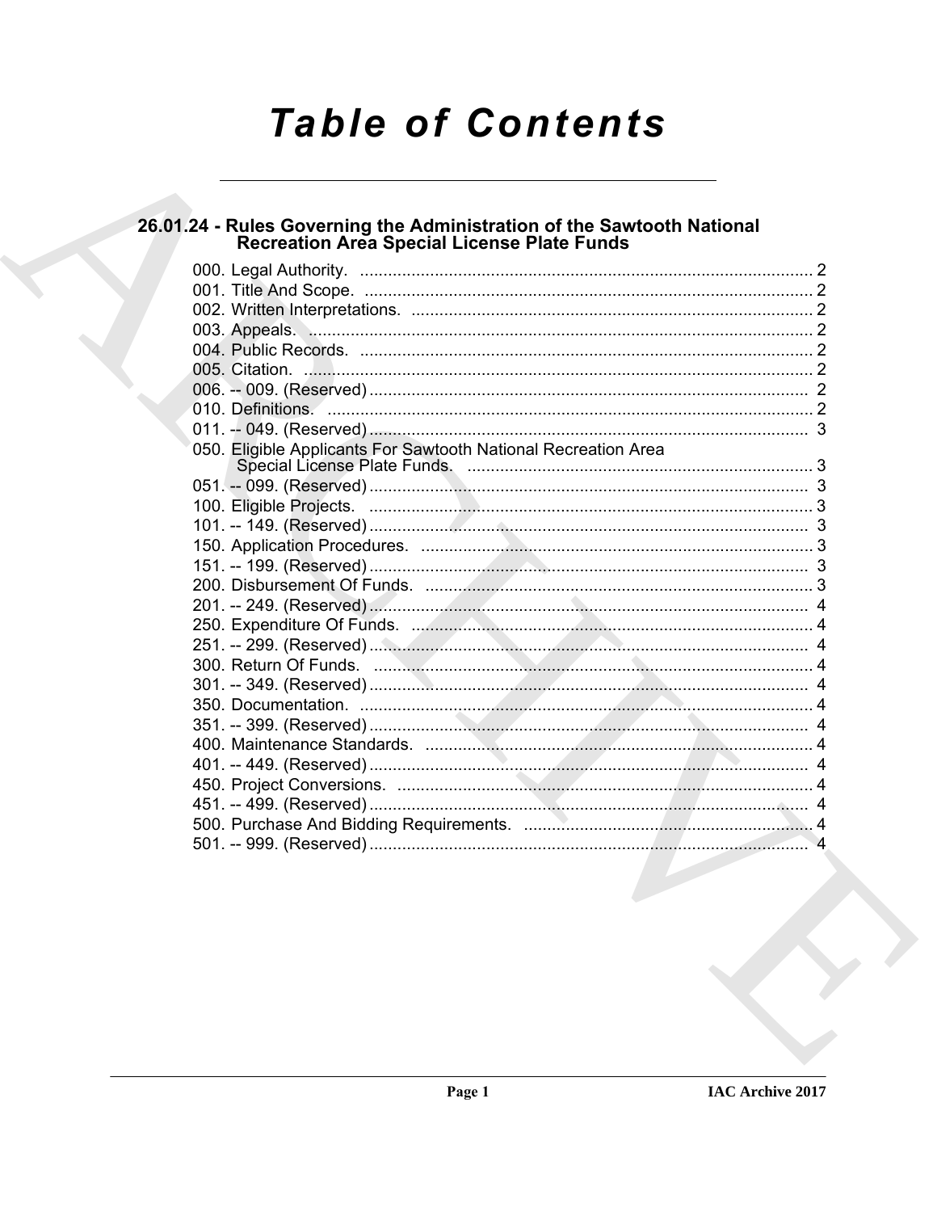# Table of Contents

## 26.01.24 - Rules Governing the Administration of the Sawtooth National Recreation Area Special License Plate Funds

000. Legal Authority. ..... 2
001. Title And Scope. ..... 2
002. Written Interpretations. ..... 2
003. Appeals. ..... 2
004. Public Records. ..... 2
005. Citation. ..... 2
006. -- 009. (Reserved) ..... 2
010. Definitions. ..... 2
011. -- 049. (Reserved) ..... 3
050. Eligible Applicants For Sawtooth National Recreation Area Special License Plate Funds. ..... 3
051. -- 099. (Reserved) ..... 3
100. Eligible Projects. ..... 3
101. -- 149. (Reserved) ..... 3
150. Application Procedures. ..... 3
151. -- 199. (Reserved) ..... 3
200. Disbursement Of Funds. ..... 3
201. -- 249. (Reserved) ..... 4
250. Expenditure Of Funds. ..... 4
251. -- 299. (Reserved) ..... 4
300. Return Of Funds. ..... 4
301. -- 349. (Reserved) ..... 4
350. Documentation. ..... 4
351. -- 399. (Reserved) ..... 4
400. Maintenance Standards. ..... 4
401. -- 449. (Reserved) ..... 4
450. Project Conversions. ..... 4
451. -- 499. (Reserved) ..... 4
500. Purchase And Bidding Requirements. ..... 4
501. -- 999. (Reserved) ..... 4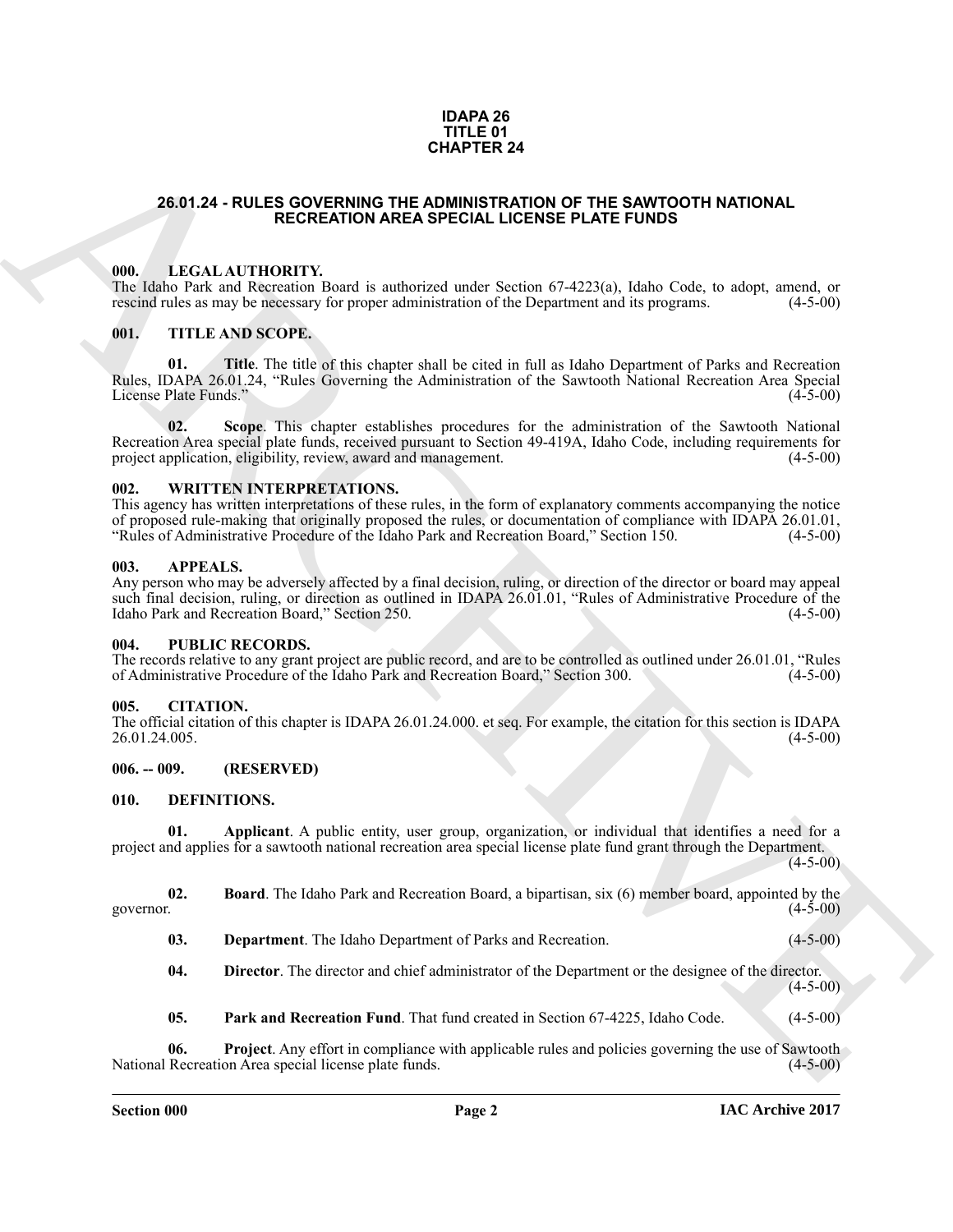**IDAPA 26**
**TITLE 01**
**CHAPTER 24**

## 26.01.24 - RULES GOVERNING THE ADMINISTRATION OF THE SAWTOOTH NATIONAL RECREATION AREA SPECIAL LICENSE PLATE FUNDS

### 000. LEGAL AUTHORITY.

The Idaho Park and Recreation Board is authorized under Section 67-4223(a), Idaho Code, to adopt, amend, or rescind rules as may be necessary for proper administration of the Department and its programs. (4-5-00)

### 001. TITLE AND SCOPE.

**01. Title**. The title of this chapter shall be cited in full as Idaho Department of Parks and Recreation Rules, IDAPA 26.01.24, "Rules Governing the Administration of the Sawtooth National Recreation Area Special License Plate Funds." (4-5-00)

**02. Scope**. This chapter establishes procedures for the administration of the Sawtooth National Recreation Area special plate funds, received pursuant to Section 49-419A, Idaho Code, including requirements for project application, eligibility, review, award and management. (4-5-00)

### 002. WRITTEN INTERPRETATIONS.

This agency has written interpretations of these rules, in the form of explanatory comments accompanying the notice of proposed rule-making that originally proposed the rules, or documentation of compliance with IDAPA 26.01.01, "Rules of Administrative Procedure of the Idaho Park and Recreation Board," Section 150. (4-5-00)

### 003. APPEALS.

Any person who may be adversely affected by a final decision, ruling, or direction of the director or board may appeal such final decision, ruling, or direction as outlined in IDAPA 26.01.01, "Rules of Administrative Procedure of the Idaho Park and Recreation Board," Section 250. (4-5-00)

### 004. PUBLIC RECORDS.

The records relative to any grant project are public record, and are to be controlled as outlined under 26.01.01, "Rules of Administrative Procedure of the Idaho Park and Recreation Board," Section 300. (4-5-00)

### 005. CITATION.

The official citation of this chapter is IDAPA 26.01.24.000. et seq. For example, the citation for this section is IDAPA 26.01.24.005. (4-5-00)

### 006. -- 009. (RESERVED)

### 010. DEFINITIONS.

**01. Applicant**. A public entity, user group, organization, or individual that identifies a need for a project and applies for a sawtooth national recreation area special license plate fund grant through the Department. (4-5-00)

**02. Board**. The Idaho Park and Recreation Board, a bipartisan, six (6) member board, appointed by the governor. (4-5-00)

**03. Department**. The Idaho Department of Parks and Recreation. (4-5-00)

**04. Director**. The director and chief administrator of the Department or the designee of the director. (4-5-00)

**05. Park and Recreation Fund**. That fund created in Section 67-4225, Idaho Code. (4-5-00)

**06. Project**. Any effort in compliance with applicable rules and policies governing the use of Sawtooth National Recreation Area special license plate funds. (4-5-00)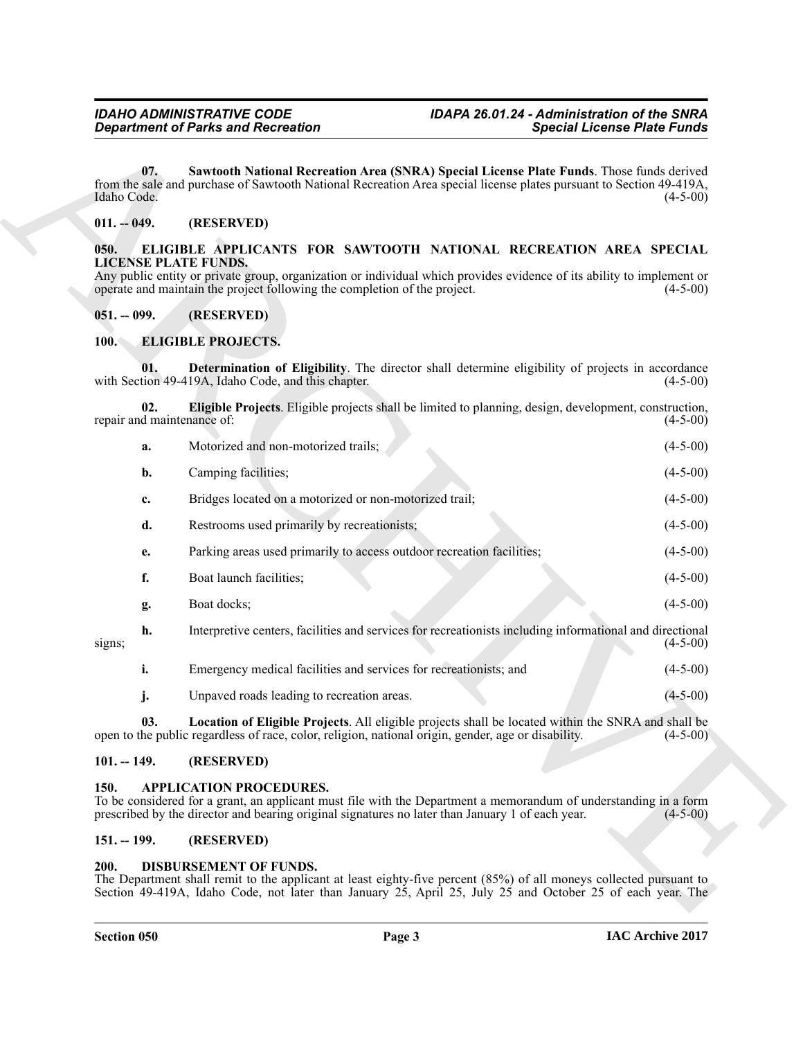**07. Sawtooth National Recreation Area (SNRA) Special License Plate Funds**. Those funds derived from the sale and purchase of Sawtooth National Recreation Area special license plates pursuant to Section 49-419A, Idaho Code. (4-5-00)

## 011. -- 049. (RESERVED)

## 050. ELIGIBLE APPLICANTS FOR SAWTOOTH NATIONAL RECREATION AREA SPECIAL LICENSE PLATE FUNDS.

Any public entity or private group, organization or individual which provides evidence of its ability to implement or operate and maintain the project following the completion of the project. (4-5-00)

## 051. -- 099. (RESERVED)

## 100. ELIGIBLE PROJECTS.

**01. Determination of Eligibility**. The director shall determine eligibility of projects in accordance with Section 49-419A, Idaho Code, and this chapter. (4-5-00)

**02. Eligible Projects**. Eligible projects shall be limited to planning, design, development, construction, repair and maintenance of: (4-5-00)

a. Motorized and non-motorized trails; (4-5-00)

b. Camping facilities; (4-5-00)

c. Bridges located on a motorized or non-motorized trail; (4-5-00)

d. Restrooms used primarily by recreationists; (4-5-00)

e. Parking areas used primarily to access outdoor recreation facilities; (4-5-00)

f. Boat launch facilities; (4-5-00)

g. Boat docks; (4-5-00)

h. Interpretive centers, facilities and services for recreationists including informational and directional signs; (4-5-00)

i. Emergency medical facilities and services for recreationists; and (4-5-00)

j. Unpaved roads leading to recreation areas. (4-5-00)

**03. Location of Eligible Projects**. All eligible projects shall be located within the SNRA and shall be open to the public regardless of race, color, religion, national origin, gender, age or disability. (4-5-00)

## 101. -- 149. (RESERVED)

## 150. APPLICATION PROCEDURES.

To be considered for a grant, an applicant must file with the Department a memorandum of understanding in a form prescribed by the director and bearing original signatures no later than January 1 of each year. (4-5-00)

## 151. -- 199. (RESERVED)

## 200. DISBURSEMENT OF FUNDS.

The Department shall remit to the applicant at least eighty-five percent (85%) of all moneys collected pursuant to Section 49-419A, Idaho Code, not later than January 25, April 25, July 25 and October 25 of each year. The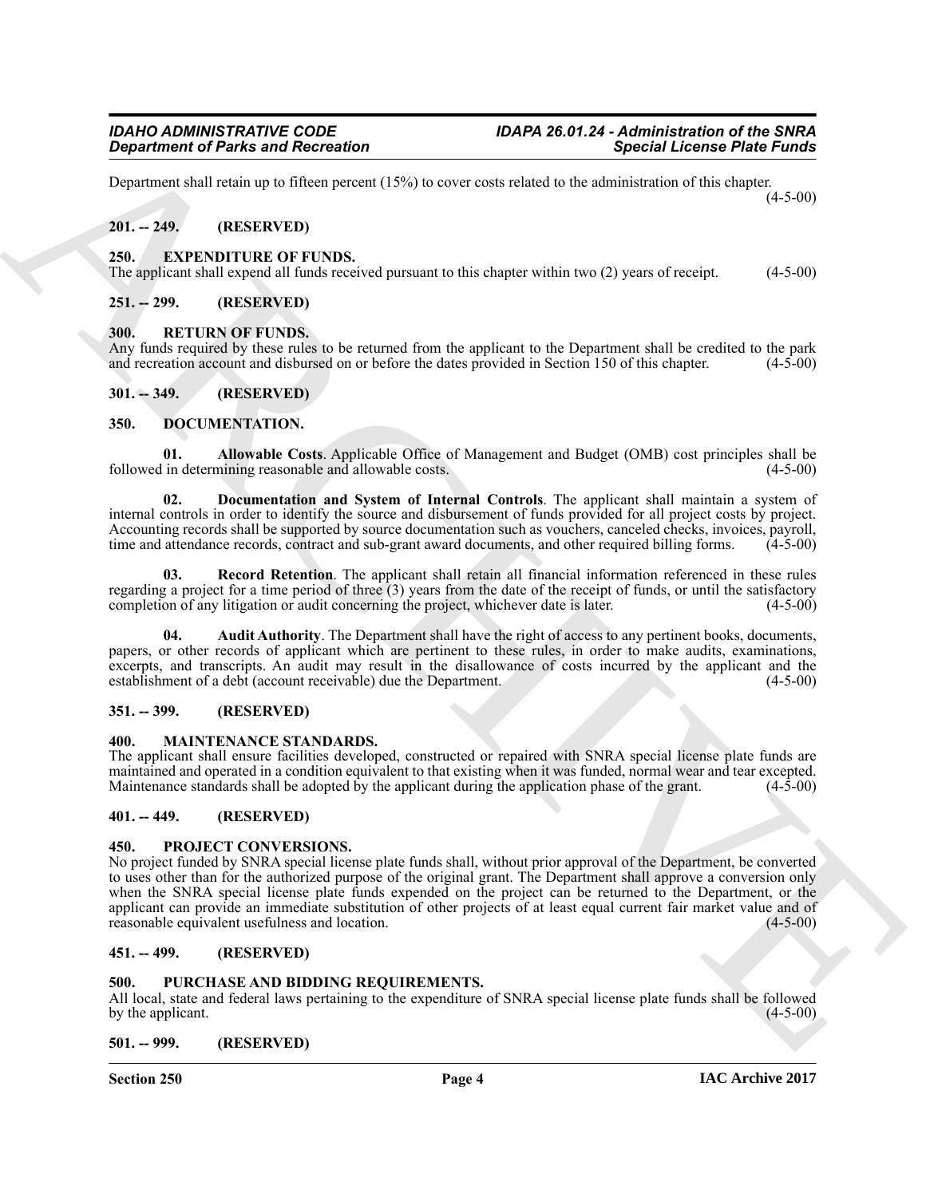Department shall retain up to fifteen percent (15%) to cover costs related to the administration of this chapter. (4-5-00)

## 201. -- 249. (RESERVED)

## 250. EXPENDITURE OF FUNDS.

The applicant shall expend all funds received pursuant to this chapter within two (2) years of receipt. (4-5-00)

## 251. -- 299. (RESERVED)

## 300. RETURN OF FUNDS.

Any funds required by these rules to be returned from the applicant to the Department shall be credited to the park and recreation account and disbursed on or before the dates provided in Section 150 of this chapter. (4-5-00)

## 301. -- 349. (RESERVED)

## 350. DOCUMENTATION.

**01. Allowable Costs**. Applicable Office of Management and Budget (OMB) cost principles shall be followed in determining reasonable and allowable costs. (4-5-00)

**02. Documentation and System of Internal Controls**. The applicant shall maintain a system of internal controls in order to identify the source and disbursement of funds provided for all project costs by project. Accounting records shall be supported by source documentation such as vouchers, canceled checks, invoices, payroll, time and attendance records, contract and sub-grant award documents, and other required billing forms. (4-5-00)

**03. Record Retention**. The applicant shall retain all financial information referenced in these rules regarding a project for a time period of three (3) years from the date of the receipt of funds, or until the satisfactory completion of any litigation or audit concerning the project, whichever date is later. (4-5-00)

**04. Audit Authority**. The Department shall have the right of access to any pertinent books, documents, papers, or other records of applicant which are pertinent to these rules, in order to make audits, examinations, excerpts, and transcripts. An audit may result in the disallowance of costs incurred by the applicant and the establishment of a debt (account receivable) due the Department. (4-5-00)

## 351. -- 399. (RESERVED)

## 400. MAINTENANCE STANDARDS.

The applicant shall ensure facilities developed, constructed or repaired with SNRA special license plate funds are maintained and operated in a condition equivalent to that existing when it was funded, normal wear and tear excepted. Maintenance standards shall be adopted by the applicant during the application phase of the grant. (4-5-00)

## 401. -- 449. (RESERVED)

## 450. PROJECT CONVERSIONS.

No project funded by SNRA special license plate funds shall, without prior approval of the Department, be converted to uses other than for the authorized purpose of the original grant. The Department shall approve a conversion only when the SNRA special license plate funds expended on the project can be returned to the Department, or the applicant can provide an immediate substitution of other projects of at least equal current fair market value and of reasonable equivalent usefulness and location. (4-5-00)

## 451. -- 499. (RESERVED)

## 500. PURCHASE AND BIDDING REQUIREMENTS.

All local, state and federal laws pertaining to the expenditure of SNRA special license plate funds shall be followed by the applicant. (4-5-00)

## 501. -- 999. (RESERVED)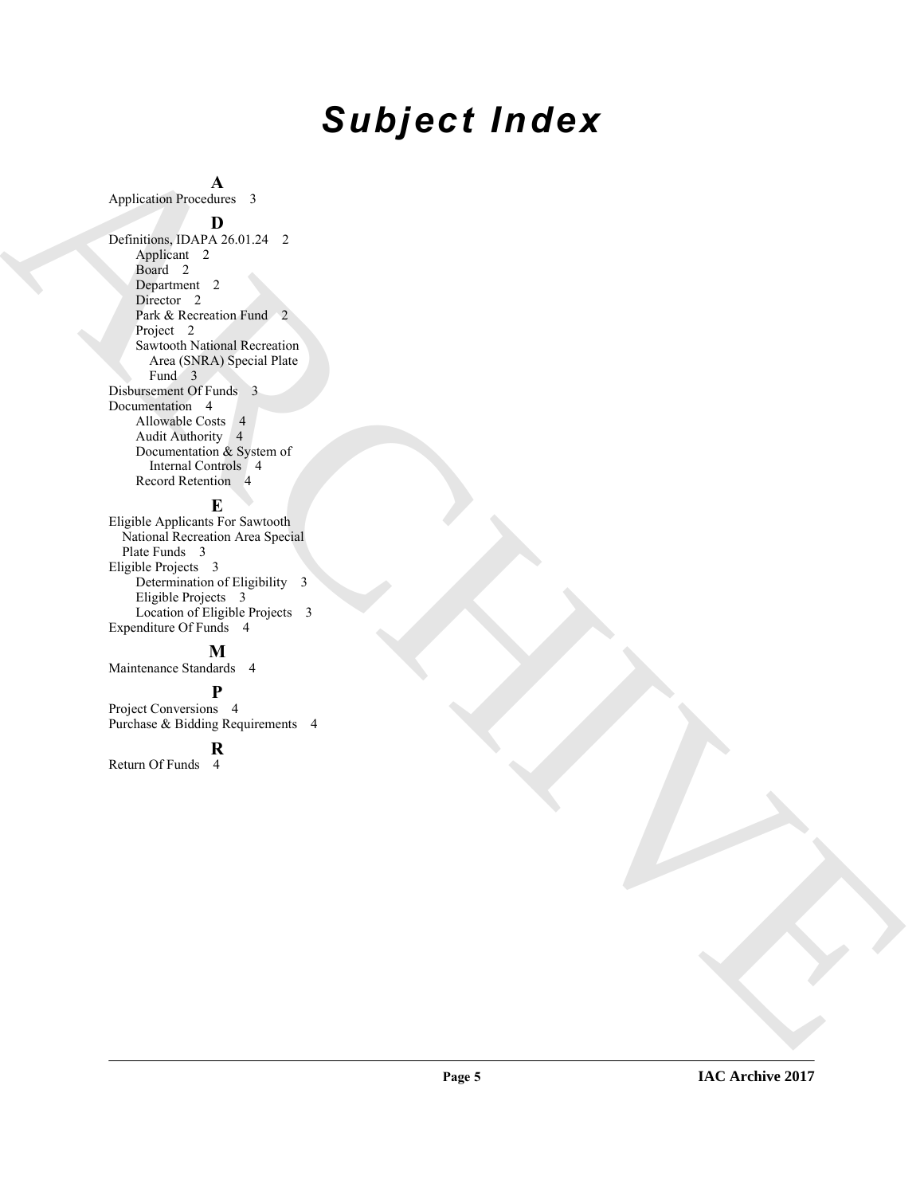# *Subject Index*

**A**

Application Procedures 3

**D**

Definitions, IDAPA 26.01.24 2
- Applicant 2
- Board 2
- Department 2
- Director 2
- Park & Recreation Fund 2
- Project 2
- Sawtooth National Recreation Area (SNRA) Special Plate Fund 3

Disbursement Of Funds 3

Documentation 4
- Allowable Costs 4
- Audit Authority 4
- Documentation & System of Internal Controls 4
- Record Retention 4

**E**

Eligible Applicants For Sawtooth National Recreation Area Special Plate Funds 3

Eligible Projects 3
- Determination of Eligibility 3
- Eligible Projects 3
- Location of Eligible Projects 3

Expenditure Of Funds 4

**M**

Maintenance Standards 4

**P**

Project Conversions 4

Purchase & Bidding Requirements 4

**R**

Return Of Funds 4